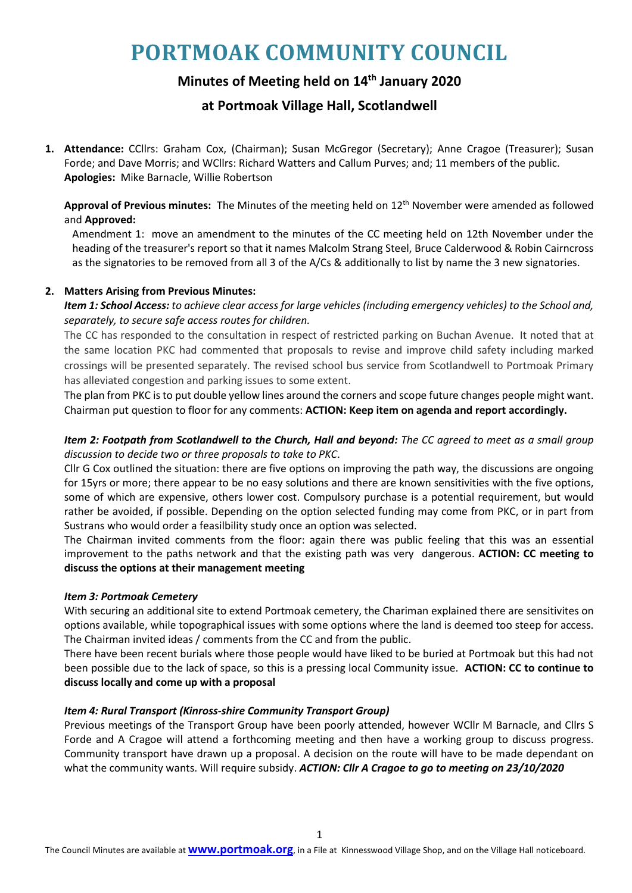# PORTMOAK COMMUNITY COUNCIL

## Minutes of Meeting held on 14th January 2020

## at Portmoak Village Hall, Scotlandwell

1. **Attendance:** CCllrs: Graham Cox, (Chairman); Susan McGregor (Secretary); Anne Cragoe (Treasurer); Susan Forde; and Dave Morris; and WCllrs: Richard Watters and Callum Purves; and; 11 members of the public.
   **Apologies:** Mike Barnacle, Willie Robertson

   **Approval of Previous minutes:** The Minutes of the meeting held on 12th November were amended as followed and **Approved:**

   Amendment 1: move an amendment to the minutes of the CC meeting held on 12th November under the heading of the treasurer's report so that it names Malcolm Strang Steel, Bruce Calderwood & Robin Cairncross as the signatories to be removed from all 3 of the A/Cs & additionally to list by name the 3 new signatories.

2. **Matters Arising from Previous Minutes:**

   ***Item 1: School Access:*** *to achieve clear access for large vehicles (including emergency vehicles) to the School and, separately, to secure safe access routes for children.*

   The CC has responded to the consultation in respect of restricted parking on Buchan Avenue. It noted that at the same location PKC had commented that proposals to revise and improve child safety including marked crossings will be presented separately. The revised school bus service from Scotlandwell to Portmoak Primary has alleviated congestion and parking issues to some extent.

   The plan from PKC is to put double yellow lines around the corners and scope future changes people might want. Chairman put question to floor for any comments: **ACTION: Keep item on agenda and report accordingly.**

   ***Item 2: Footpath from Scotlandwell to the Church, Hall and beyond:*** *The CC agreed to meet as a small group discussion to decide two or three proposals to take to PKC*.

   Cllr G Cox outlined the situation: there are five options on improving the path way, the discussions are ongoing for 15yrs or more; there appear to be no easy solutions and there are known sensitivities with the five options, some of which are expensive, others lower cost. Compulsory purchase is a potential requirement, but would rather be avoided, if possible. Depending on the option selected funding may come from PKC, or in part from Sustrans who would order a feasilbility study once an option was selected.

   The Chairman invited comments from the floor: again there was public feeling that this was an essential improvement to the paths network and that the existing path was very dangerous. **ACTION: CC meeting to discuss the options at their management meeting**

   ***Item 3: Portmoak Cemetery***

   With securing an additional site to extend Portmoak cemetery, the Chariman explained there are sensitivites on options available, while topographical issues with some options where the land is deemed too steep for access. The Chairman invited ideas / comments from the CC and from the public.

   There have been recent burials where those people would have liked to be buried at Portmoak but this had not been possible due to the lack of space, so this is a pressing local Community issue. **ACTION: CC to continue to discuss locally and come up with a proposal**

   ***Item 4: Rural Transport (Kinross-shire Community Transport Group)***

   Previous meetings of the Transport Group have been poorly attended, however WCllr M Barnacle, and Cllrs S Forde and A Cragoe will attend a forthcoming meeting and then have a working group to discuss progress. Community transport have drawn up a proposal. A decision on the route will have to be made dependant on what the community wants. Will require subsidy. ***ACTION: Cllr A Cragoe to go to meeting on 23/10/2020***

The Council Minutes are available at **www.portmoak.org**, in a File at Kinnesswood Village Shop, and on the Village Hall noticeboard.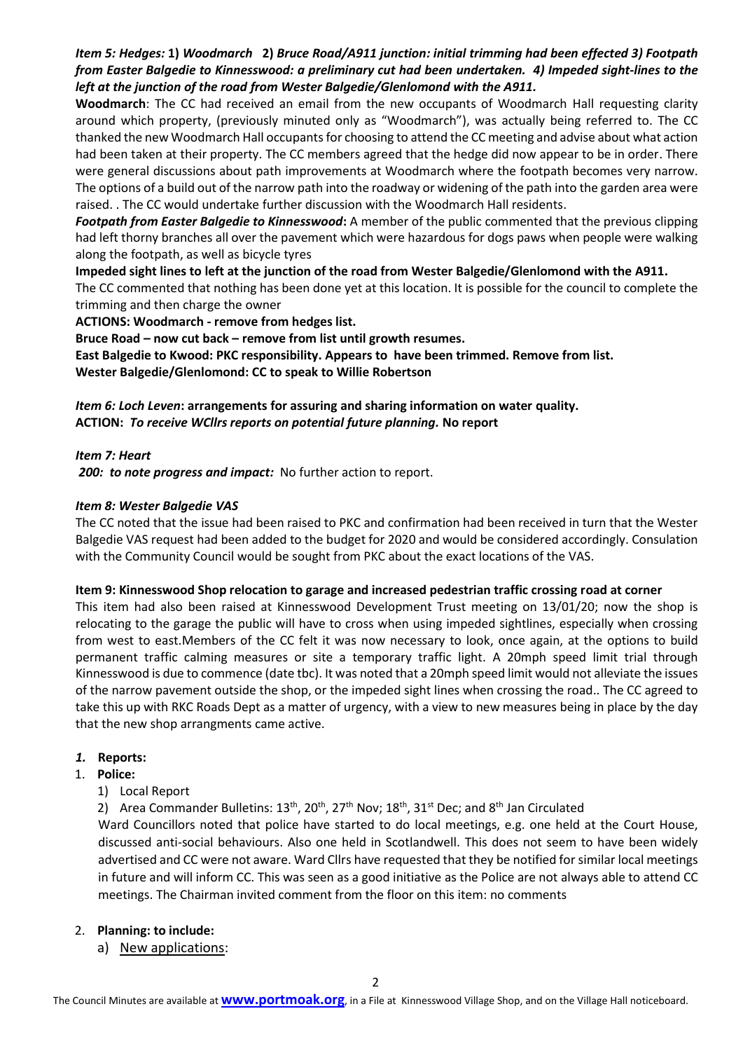***Item 5: Hedges:* 1) *Woodmarch* 2) *Bruce Road/A911 junction: initial trimming had been effected 3) Footpath from Easter Balgedie to Kinnesswood: a preliminary cut had been undertaken. 4) Impeded sight-lines to the left at the junction of the road from Wester Balgedie/Glenlomond with the A911.***

**Woodmarch**: The CC had received an email from the new occupants of Woodmarch Hall requesting clarity around which property, (previously minuted only as "Woodmarch"), was actually being referred to. The CC thanked the new Woodmarch Hall occupants for choosing to attend the CC meeting and advise about what action had been taken at their property. The CC members agreed that the hedge did now appear to be in order. There were general discussions about path improvements at Woodmarch where the footpath becomes very narrow. The options of a build out of the narrow path into the roadway or widening of the path into the garden area were raised. . The CC would undertake further discussion with the Woodmarch Hall residents.

***Footpath from Easter Balgedie to Kinnesswood*:** A member of the public commented that the previous clipping had left thorny branches all over the pavement which were hazardous for dogs paws when people were walking along the footpath, as well as bicycle tyres

**Impeded sight lines to left at the junction of the road from Wester Balgedie/Glenlomond with the A911.**

The CC commented that nothing has been done yet at this location. It is possible for the council to complete the trimming and then charge the owner

**ACTIONS: Woodmarch - remove from hedges list.**

**Bruce Road – now cut back – remove from list until growth resumes.**

**East Balgedie to Kwood: PKC responsibility. Appears to have been trimmed. Remove from list.**

**Wester Balgedie/Glenlomond: CC to speak to Willie Robertson**

***Item 6: Loch Leven*: arrangements for assuring and sharing information on water quality.**
**ACTION: *To receive WCllrs reports on potential future planning.* No report**

***Item 7: Heart***

***200: to note progress and impact:*** No further action to report.

***Item 8: Wester Balgedie VAS***

The CC noted that the issue had been raised to PKC and confirmation had been received in turn that the Wester Balgedie VAS request had been added to the budget for 2020 and would be considered accordingly. Consulation with the Community Council would be sought from PKC about the exact locations of the VAS.

**Item 9: Kinnesswood Shop relocation to garage and increased pedestrian traffic crossing road at corner**

This item had also been raised at Kinnesswood Development Trust meeting on 13/01/20; now the shop is relocating to the garage the public will have to cross when using impeded sightlines, especially when crossing from west to east.Members of the CC felt it was now necessary to look, once again, at the options to build permanent traffic calming measures or site a temporary traffic light. A 20mph speed limit trial through Kinnesswood is due to commence (date tbc). It was noted that a 20mph speed limit would not alleviate the issues of the narrow pavement outside the shop, or the impeded sight lines when crossing the road.. The CC agreed to take this up with RKC Roads Dept as a matter of urgency, with a view to new measures being in place by the day that the new shop arrangments came active.

***1.*** **Reports:**

1. **Police:**
   1) Local Report
   2) Area Commander Bulletins: 13th, 20th, 27th Nov; 18th, 31st Dec; and 8th Jan Circulated

   Ward Councillors noted that police have started to do local meetings, e.g. one held at the Court House, discussed anti-social behaviours. Also one held in Scotlandwell. This does not seem to have been widely advertised and CC were not aware. Ward Cllrs have requested that they be notified for similar local meetings in future and will inform CC. This was seen as a good initiative as the Police are not always able to attend CC meetings. The Chairman invited comment from the floor on this item: no comments

2. **Planning: to include:**
   a) New applications: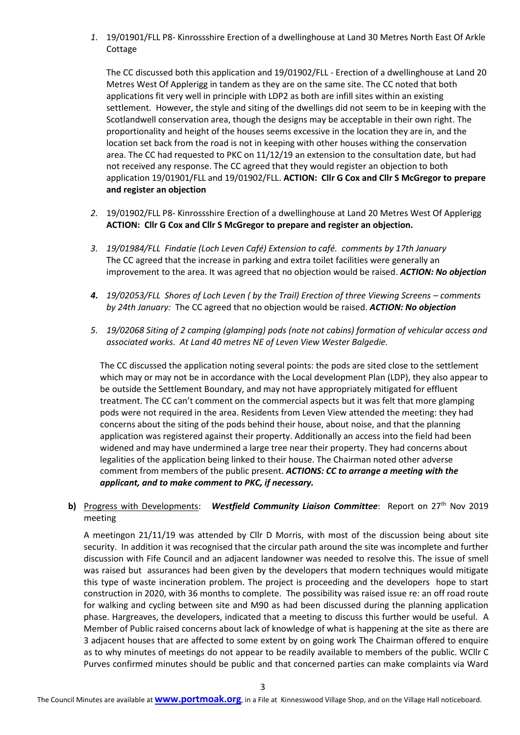1. 19/01901/FLL P8- Kinrossshire Erection of a dwellinghouse at Land 30 Metres North East Of Arkle Cottage

   The CC discussed both this application and 19/01902/FLL - Erection of a dwellinghouse at Land 20 Metres West Of Applerigg in tandem as they are on the same site. The CC noted that both applications fit very well in principle with LDP2 as both are infill sites within an existing settlement. However, the style and siting of the dwellings did not seem to be in keeping with the Scotlandwell conservation area, though the designs may be acceptable in their own right. The proportionality and height of the houses seems excessive in the location they are in, and the location set back from the road is not in keeping with other houses withing the conservation area. The CC had requested to PKC on 11/12/19 an extension to the consultation date, but had not received any response. The CC agreed that they would register an objection to both application 19/01901/FLL and 19/01902/FLL. **ACTION: Cllr G Cox and Cllr S McGregor to prepare and register an objection**

2. 19/01902/FLL P8- Kinrossshire Erection of a dwellinghouse at Land 20 Metres West Of Applerigg **ACTION: Cllr G Cox and Cllr S McGregor to prepare and register an objection.**

3. *19/01984/FLL Findatie (Loch Leven Café) Extension to café. comments by 17th January* The CC agreed that the increase in parking and extra toilet facilities were generally an improvement to the area. It was agreed that no objection would be raised. ***ACTION: No objection***

4. *19/02053/FLL Shores of Loch Leven ( by the Trail) Erection of three Viewing Screens – comments by 24th January:* The CC agreed that no objection would be raised. ***ACTION: No objection***

5. *19/02068 Siting of 2 camping (glamping) pods (note not cabins) formation of vehicular access and associated works. At Land 40 metres NE of Leven View Wester Balgedie.*

   The CC discussed the application noting several points: the pods are sited close to the settlement which may or may not be in accordance with the Local development Plan (LDP), they also appear to be outside the Settlement Boundary, and may not have appropriately mitigated for effluent treatment. The CC can't comment on the commercial aspects but it was felt that more glamping pods were not required in the area. Residents from Leven View attended the meeting: they had concerns about the siting of the pods behind their house, about noise, and that the planning application was registered against their property. Additionally an access into the field had been widened and may have undermined a large tree near their property. They had concerns about legalities of the application being linked to their house. The Chairman noted other adverse comment from members of the public present. ***ACTIONS: CC to arrange a meeting with the applicant, and to make comment to PKC, if necessary.***

**b)** Progress with Developments: ***Westfield Community Liaison Committee***: Report on 27th Nov 2019 meeting

A meetingon 21/11/19 was attended by Cllr D Morris, with most of the discussion being about site security. In addition it was recognised that the circular path around the site was incomplete and further discussion with Fife Council and an adjacent landowner was needed to resolve this. The issue of smell was raised but assurances had been given by the developers that modern techniques would mitigate this type of waste incineration problem. The project is proceeding and the developers hope to start construction in 2020, with 36 months to complete. The possibility was raised issue re: an off road route for walking and cycling between site and M90 as had been discussed during the planning application phase. Hargreaves, the developers, indicated that a meeting to discuss this further would be useful. A Member of Public raised concerns about lack of knowledge of what is happening at the site as there are 3 adjacent houses that are affected to some extent by on going work The Chairman offered to enquire as to why minutes of meetings do not appear to be readily available to members of the public. WCllr C Purves confirmed minutes should be public and that concerned parties can make complaints via Ward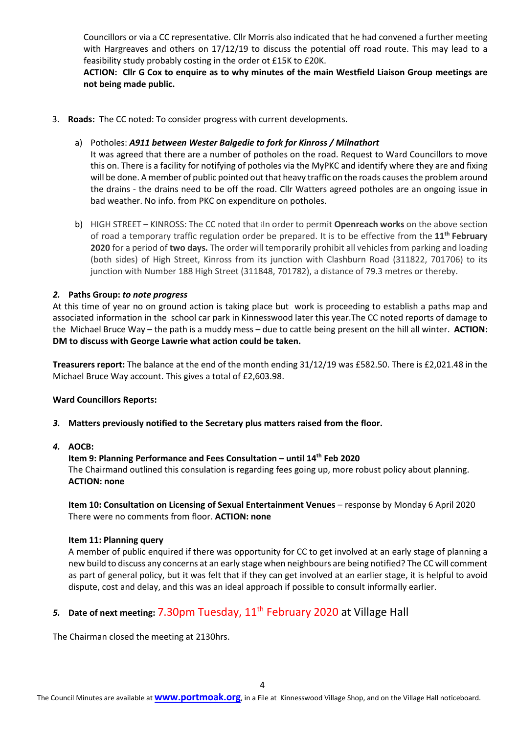Councillors or via a CC representative. Cllr Morris also indicated that he had convened a further meeting with Hargreaves and others on 17/12/19 to discuss the potential off road route. This may lead to a feasibility study probably costing in the order ot £15K to £20K.

**ACTION: Cllr G Cox to enquire as to why minutes of the main Westfield Liaison Group meetings are not being made public.**

3. **Roads:** The CC noted: To consider progress with current developments.

   a) Potholes: ***A911 between Wester Balgedie to fork for Kinross / Milnathort***
   It was agreed that there are a number of potholes on the road. Request to Ward Councillors to move this on. There is a facility for notifying of potholes via the MyPKC and identify where they are and fixing will be done. A member of public pointed out that heavy traffic on the roads causes the problem around the drains - the drains need to be off the road. Cllr Watters agreed potholes are an ongoing issue in bad weather. No info. from PKC on expenditure on potholes.

   b) HIGH STREET – KINROSS: The CC noted that ıIn order to permit **Openreach works** on the above section of road a temporary traffic regulation order be prepared. It is to be effective from the **11th February 2020** for a period of **two days.** The order will temporarily prohibit all vehicles from parking and loading (both sides) of High Street, Kinross from its junction with Clashburn Road (311822, 701706) to its junction with Number 188 High Street (311848, 701782), a distance of 79.3 metres or thereby.

***2.*** **Paths Group:** ***to note progress***

At this time of year no on ground action is taking place but work is proceeding to establish a paths map and associated information in the school car park in Kinnesswood later this year.The CC noted reports of damage to the Michael Bruce Way – the path is a muddy mess – due to cattle being present on the hill all winter. **ACTION: DM to discuss with George Lawrie what action could be taken.**

**Treasurers report:** The balance at the end of the month ending 31/12/19 was £582.50. There is £2,021.48 in the Michael Bruce Way account. This gives a total of £2,603.98.

**Ward Councillors Reports:**

***3.*** **Matters previously notified to the Secretary plus matters raised from the floor.**

***4.*** **AOCB:**

**Item 9: Planning Performance and Fees Consultation – until 14th Feb 2020**
The Chairmand outlined this consulation is regarding fees going up, more robust policy about planning.
**ACTION: none**

**Item 10: Consultation on Licensing of Sexual Entertainment Venues** – response by Monday 6 April 2020
There were no comments from floor. **ACTION: none**

**Item 11: Planning query**
A member of public enquired if there was opportunity for CC to get involved at an early stage of planning a new build to discuss any concerns at an early stage when neighbours are being notified? The CC will comment as part of general policy, but it was felt that if they can get involved at an earlier stage, it is helpful to avoid dispute, cost and delay, and this was an ideal approach if possible to consult informally earlier.

***5.*** **Date of next meeting:** 7.30pm Tuesday, 11th February 2020 at Village Hall

The Chairman closed the meeting at 2130hrs.

The Council Minutes are available at **www.portmoak.org**, in a File at Kinnesswood Village Shop, and on the Village Hall noticeboard.